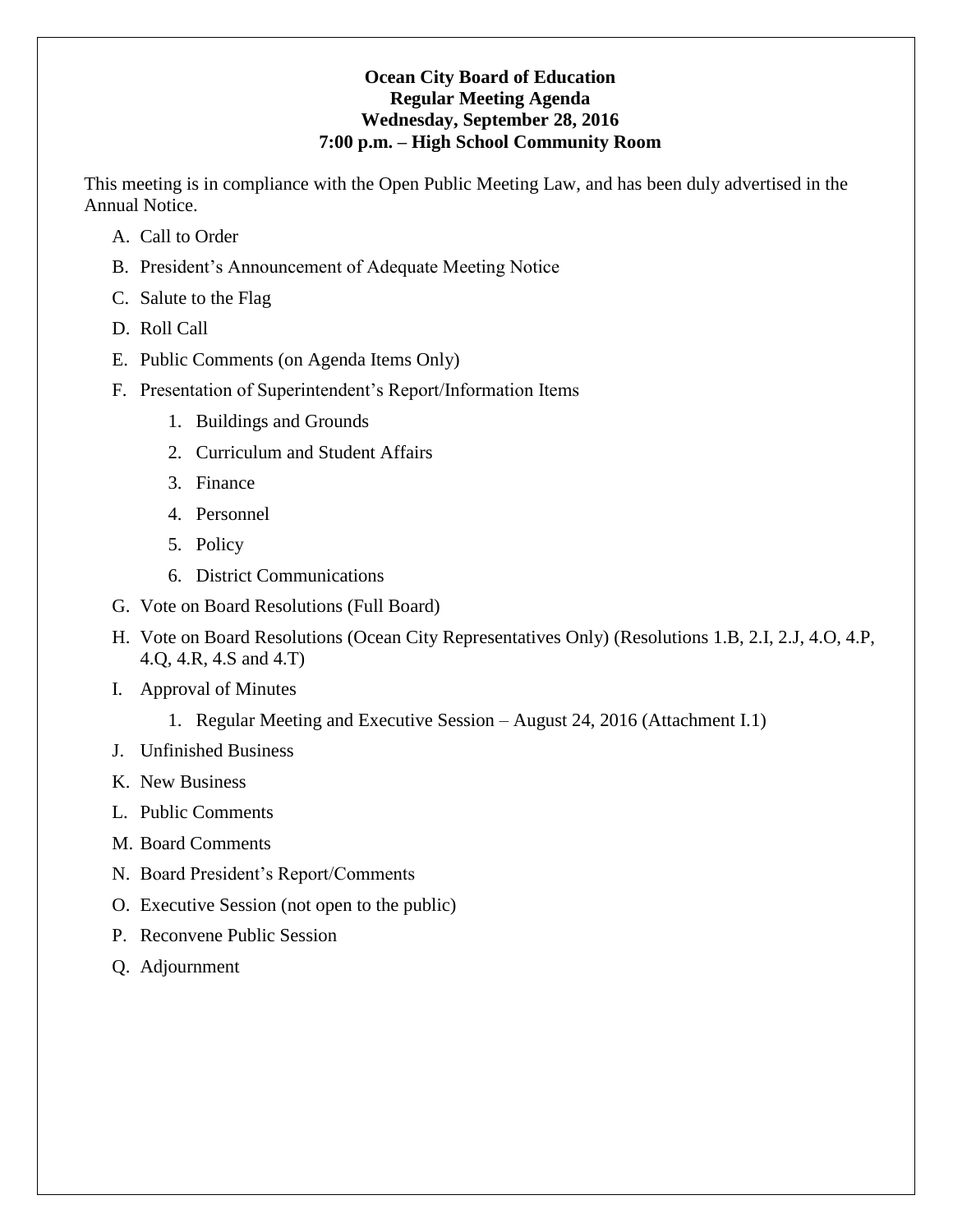**Ocean City Board of Education**
**Regular Meeting Agenda**
**Wednesday, September 28, 2016**
**7:00 p.m. – High School Community Room**

This meeting is in compliance with the Open Public Meeting Law, and has been duly advertised in the Annual Notice.

A. Call to Order

B. President's Announcement of Adequate Meeting Notice

C. Salute to the Flag

D. Roll Call

E. Public Comments (on Agenda Items Only)

F. Presentation of Superintendent's Report/Information Items

   1. Buildings and Grounds
   2. Curriculum and Student Affairs
   3. Finance
   4. Personnel
   5. Policy
   6. District Communications

G. Vote on Board Resolutions (Full Board)

H. Vote on Board Resolutions (Ocean City Representatives Only) (Resolutions 1.B, 2.I, 2.J, 4.O, 4.P, 4.Q, 4.R, 4.S and 4.T)

I. Approval of Minutes

   1. Regular Meeting and Executive Session – August 24, 2016 (Attachment I.1)

J. Unfinished Business

K. New Business

L. Public Comments

M. Board Comments

N. Board President's Report/Comments

O. Executive Session (not open to the public)

P. Reconvene Public Session

Q. Adjournment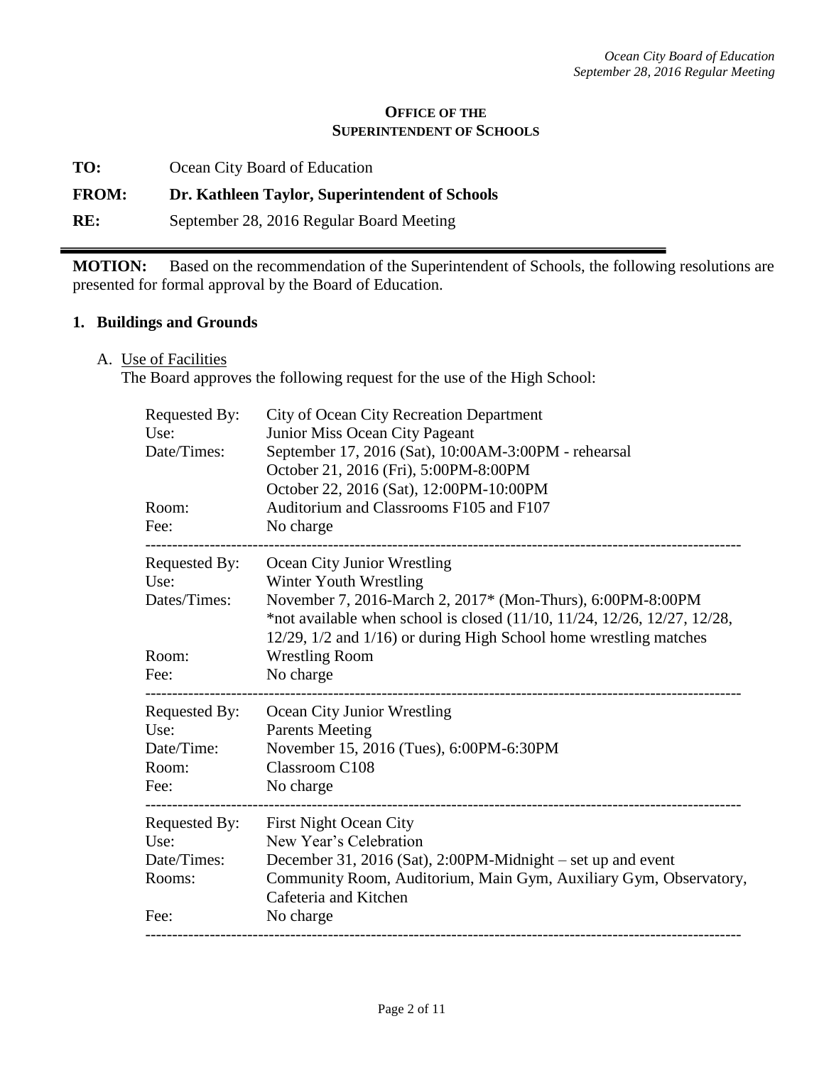**OFFICE OF THE SUPERINTENDENT OF SCHOOLS**

**TO:** Ocean City Board of Education

**FROM:** **Dr. Kathleen Taylor, Superintendent of Schools**

**RE:** September 28, 2016 Regular Board Meeting

---

**MOTION:** Based on the recommendation of the Superintendent of Schools, the following resolutions are presented for formal approval by the Board of Education.

## 1. Buildings and Grounds

A. Use of Facilities

The Board approves the following request for the use of the High School:

| | |
|---|---|
| Requested By: | City of Ocean City Recreation Department |
| Use: | Junior Miss Ocean City Pageant |
| Date/Times: | September 17, 2016 (Sat), 10:00AM-3:00PM - rehearsal<br>October 21, 2016 (Fri), 5:00PM-8:00PM<br>October 22, 2016 (Sat), 12:00PM-10:00PM |
| Room: | Auditorium and Classrooms F105 and F107 |
| Fee: | No charge |

---

| | |
|---|---|
| Requested By: | Ocean City Junior Wrestling |
| Use: | Winter Youth Wrestling |
| Dates/Times: | November 7, 2016-March 2, 2017* (Mon-Thurs), 6:00PM-8:00PM<br>*not available when school is closed (11/10, 11/24, 12/26, 12/27, 12/28, 12/29, 1/2 and 1/16) or during High School home wrestling matches |
| Room: | Wrestling Room |
| Fee: | No charge |

---

| | |
|---|---|
| Requested By: | Ocean City Junior Wrestling |
| Use: | Parents Meeting |
| Date/Time: | November 15, 2016 (Tues), 6:00PM-6:30PM |
| Room: | Classroom C108 |
| Fee: | No charge |

---

| | |
|---|---|
| Requested By: | First Night Ocean City |
| Use: | New Year's Celebration |
| Date/Times: | December 31, 2016 (Sat), 2:00PM-Midnight – set up and event |
| Rooms: | Community Room, Auditorium, Main Gym, Auxiliary Gym, Observatory, Cafeteria and Kitchen |
| Fee: | No charge |

---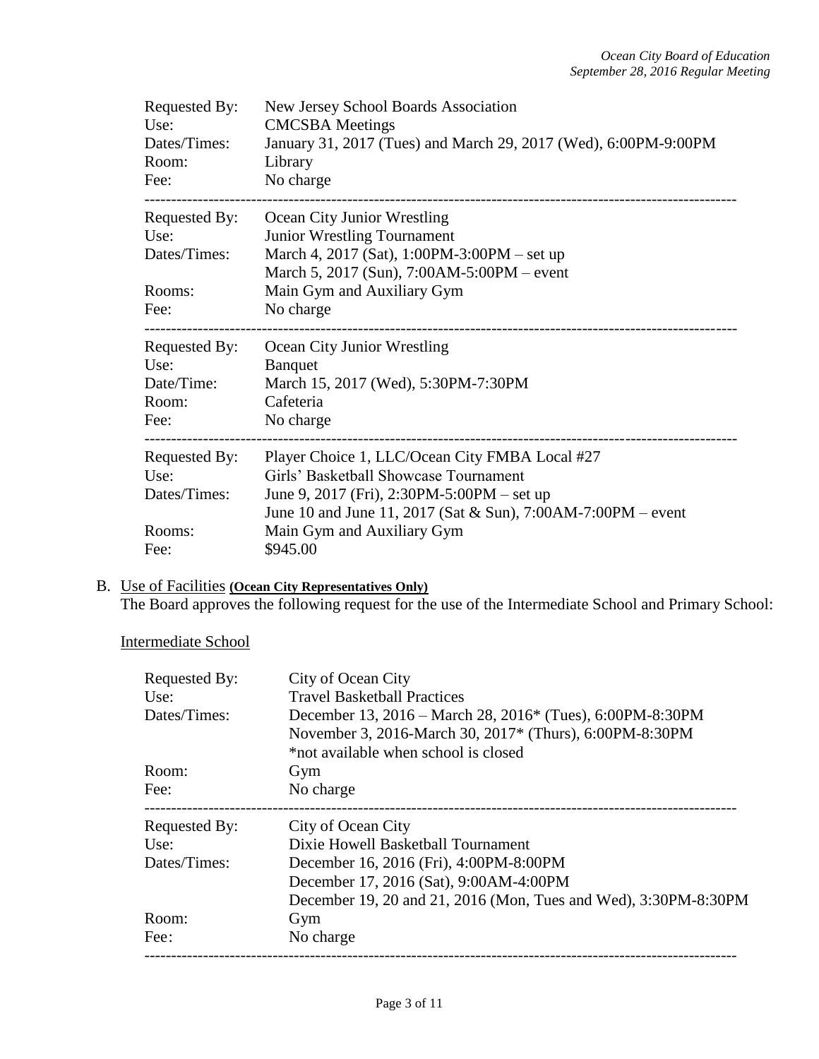| | |
|---|---|
| Requested By: | New Jersey School Boards Association |
| Use: | CMCSBA Meetings |
| Dates/Times: | January 31, 2017 (Tues) and March 29, 2017 (Wed), 6:00PM-9:00PM |
| Room: | Library |
| Fee: | No charge |

---

| | |
|---|---|
| Requested By: | Ocean City Junior Wrestling |
| Use: | Junior Wrestling Tournament |
| Dates/Times: | March 4, 2017 (Sat), 1:00PM-3:00PM – set up<br>March 5, 2017 (Sun), 7:00AM-5:00PM – event |
| Rooms: | Main Gym and Auxiliary Gym |
| Fee: | No charge |

---

| | |
|---|---|
| Requested By: | Ocean City Junior Wrestling |
| Use: | Banquet |
| Date/Time: | March 15, 2017 (Wed), 5:30PM-7:30PM |
| Room: | Cafeteria |
| Fee: | No charge |

---

| | |
|---|---|
| Requested By: | Player Choice 1, LLC/Ocean City FMBA Local #27 |
| Use: | Girls' Basketball Showcase Tournament |
| Dates/Times: | June 9, 2017 (Fri), 2:30PM-5:00PM – set up<br>June 10 and June 11, 2017 (Sat & Sun), 7:00AM-7:00PM – event |
| Rooms: | Main Gym and Auxiliary Gym |
| Fee: | $945.00 |

B. Use of Facilities **(Ocean City Representatives Only)**
The Board approves the following request for the use of the Intermediate School and Primary School:

Intermediate School

| | |
|---|---|
| Requested By: | City of Ocean City |
| Use: | Travel Basketball Practices |
| Dates/Times: | December 13, 2016 – March 28, 2016* (Tues), 6:00PM-8:30PM<br>November 3, 2016-March 30, 2017* (Thurs), 6:00PM-8:30PM<br>*not available when school is closed |
| Room: | Gym |
| Fee: | No charge |

---

| | |
|---|---|
| Requested By: | City of Ocean City |
| Use: | Dixie Howell Basketball Tournament |
| Dates/Times: | December 16, 2016 (Fri), 4:00PM-8:00PM<br>December 17, 2016 (Sat), 9:00AM-4:00PM<br>December 19, 20 and 21, 2016 (Mon, Tues and Wed), 3:30PM-8:30PM |
| Room: | Gym |
| Fee: | No charge |

---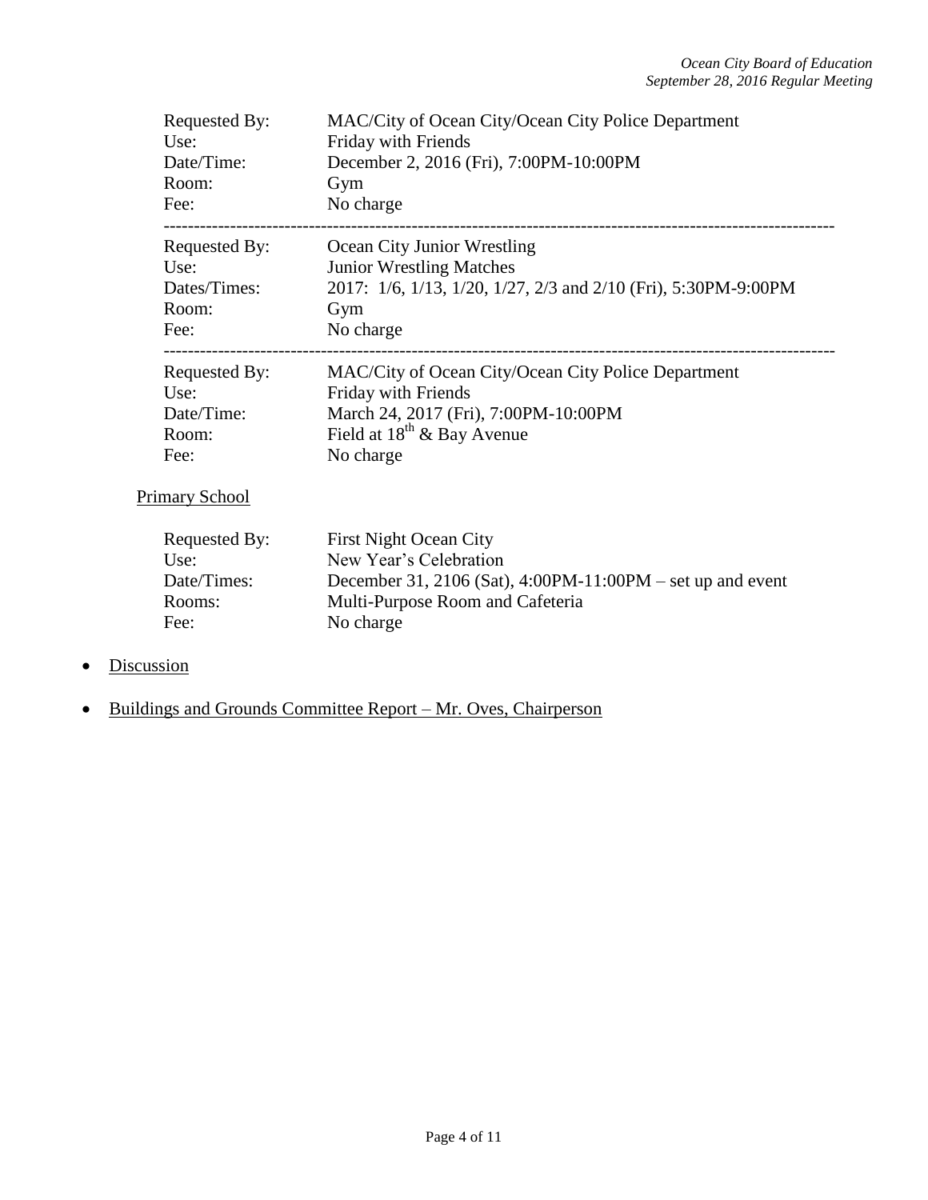Requested By: MAC/City of Ocean City/Ocean City Police Department
Use: Friday with Friends
Date/Time: December 2, 2016 (Fri), 7:00PM-10:00PM
Room: Gym
Fee: No charge

---

Requested By: Ocean City Junior Wrestling
Use: Junior Wrestling Matches
Dates/Times: 2017: 1/6, 1/13, 1/20, 1/27, 2/3 and 2/10 (Fri), 5:30PM-9:00PM
Room: Gym
Fee: No charge

---

Requested By: MAC/City of Ocean City/Ocean City Police Department
Use: Friday with Friends
Date/Time: March 24, 2017 (Fri), 7:00PM-10:00PM
Room: Field at 18th & Bay Avenue
Fee: No charge

Primary School

Requested By: First Night Ocean City
Use: New Year's Celebration
Date/Times: December 31, 2106 (Sat), 4:00PM-11:00PM – set up and event
Rooms: Multi-Purpose Room and Cafeteria
Fee: No charge

- Discussion

- Buildings and Grounds Committee Report – Mr. Oves, Chairperson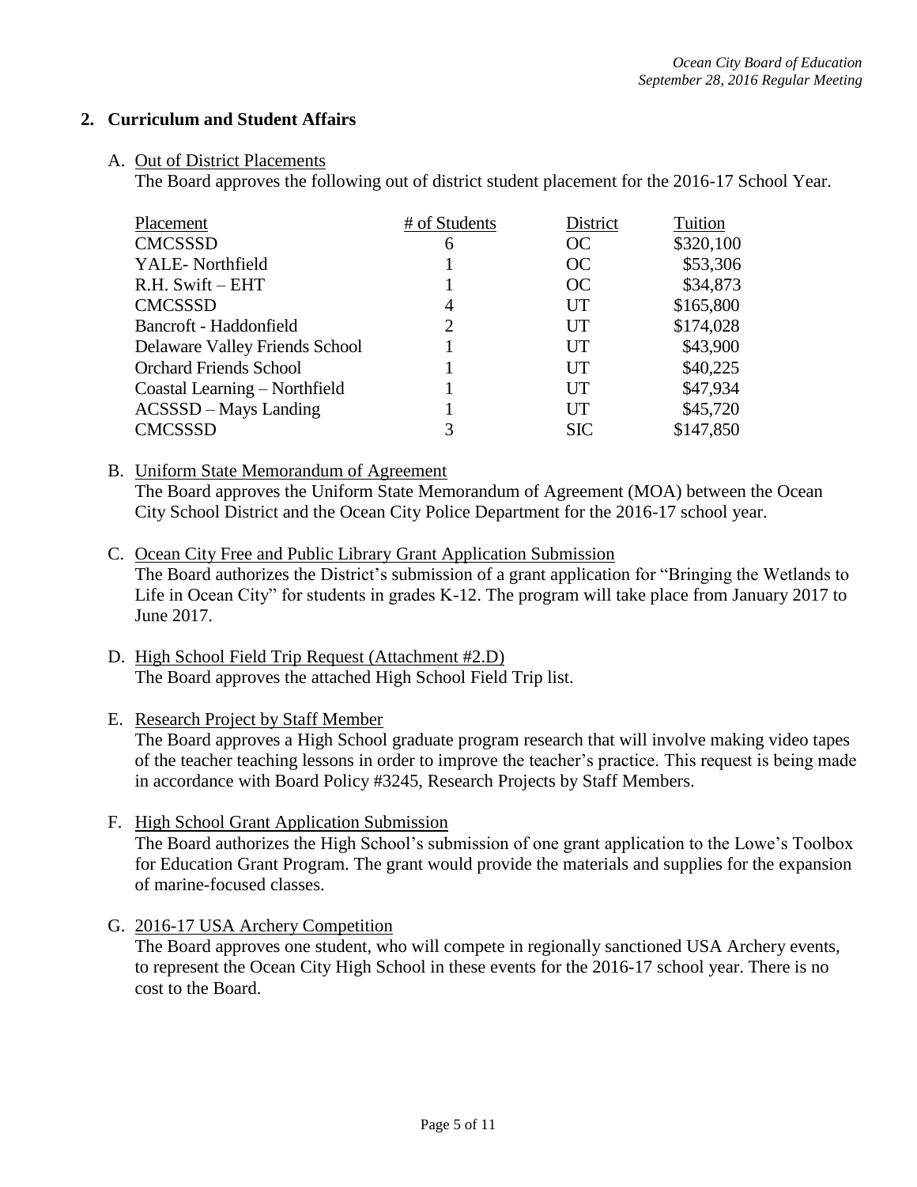## 2. Curriculum and Student Affairs

A. Out of District Placements

The Board approves the following out of district student placement for the 2016-17 School Year.

| Placement | # of Students | District | Tuition |
|---|---|---|---|
| CMCSSSD | 6 | OC | $320,100 |
| YALE- Northfield | 1 | OC | $53,306 |
| R.H. Swift – EHT | 1 | OC | $34,873 |
| CMCSSSD | 4 | UT | $165,800 |
| Bancroft - Haddonfield | 2 | UT | $174,028 |
| Delaware Valley Friends School | 1 | UT | $43,900 |
| Orchard Friends School | 1 | UT | $40,225 |
| Coastal Learning – Northfield | 1 | UT | $47,934 |
| ACSSSD – Mays Landing | 1 | UT | $45,720 |
| CMCSSSD | 3 | SIC | $147,850 |

B. Uniform State Memorandum of Agreement

The Board approves the Uniform State Memorandum of Agreement (MOA) between the Ocean City School District and the Ocean City Police Department for the 2016-17 school year.

C. Ocean City Free and Public Library Grant Application Submission

The Board authorizes the District's submission of a grant application for "Bringing the Wetlands to Life in Ocean City" for students in grades K-12. The program will take place from January 2017 to June 2017.

D. High School Field Trip Request (Attachment #2.D)

The Board approves the attached High School Field Trip list.

E. Research Project by Staff Member

The Board approves a High School graduate program research that will involve making video tapes of the teacher teaching lessons in order to improve the teacher's practice. This request is being made in accordance with Board Policy #3245, Research Projects by Staff Members.

F. High School Grant Application Submission

The Board authorizes the High School's submission of one grant application to the Lowe's Toolbox for Education Grant Program. The grant would provide the materials and supplies for the expansion of marine-focused classes.

G. 2016-17 USA Archery Competition

The Board approves one student, who will compete in regionally sanctioned USA Archery events, to represent the Ocean City High School in these events for the 2016-17 school year. There is no cost to the Board.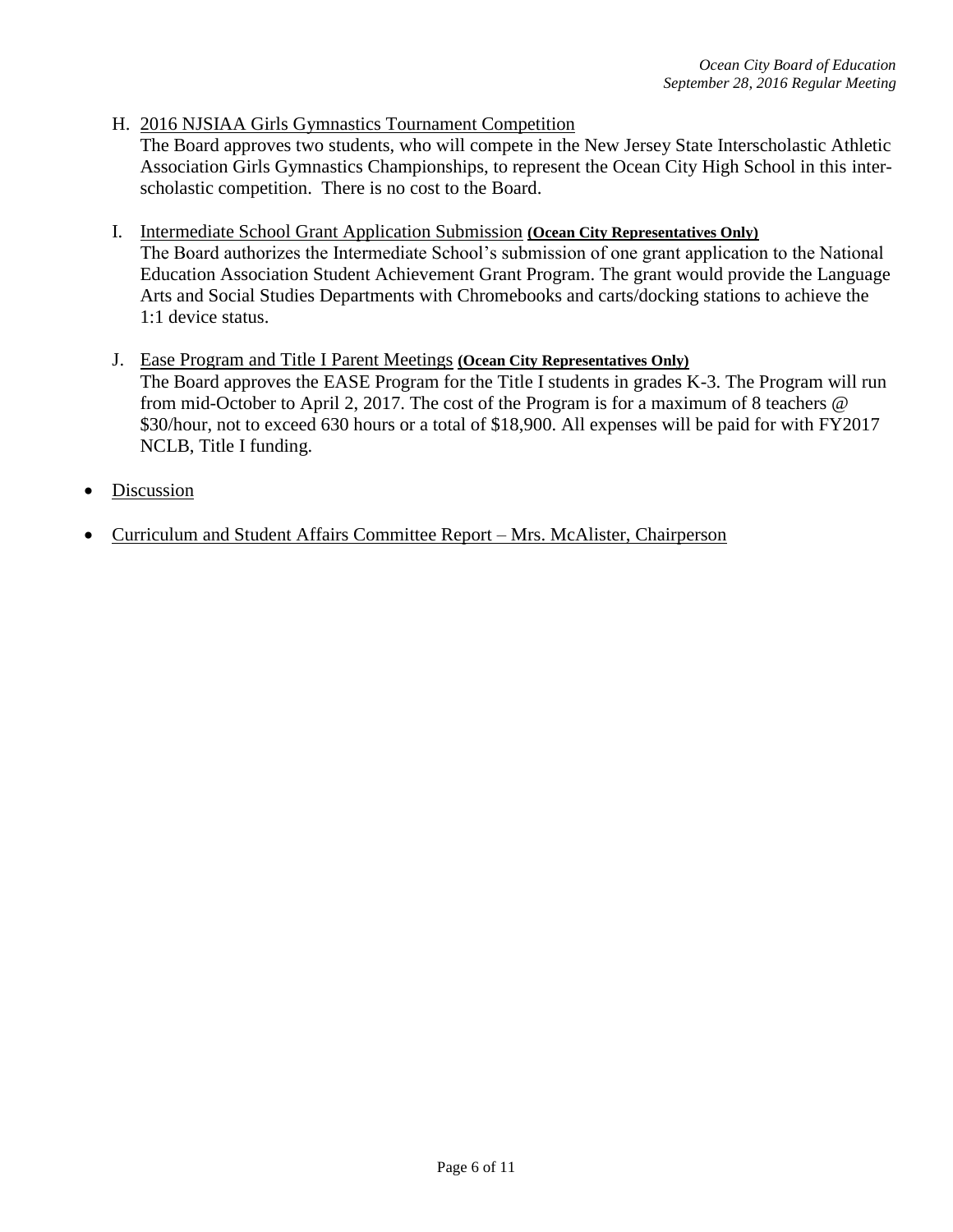H. <u>2016 NJSIAA Girls Gymnastics Tournament Competition</u>
   The Board approves two students, who will compete in the New Jersey State Interscholastic Athletic Association Girls Gymnastics Championships, to represent the Ocean City High School in this inter-scholastic competition. There is no cost to the Board.

I. <u>Intermediate School Grant Application Submission</u> **(Ocean City Representatives Only)**
   The Board authorizes the Intermediate School's submission of one grant application to the National Education Association Student Achievement Grant Program. The grant would provide the Language Arts and Social Studies Departments with Chromebooks and carts/docking stations to achieve the 1:1 device status.

J. <u>Ease Program and Title I Parent Meetings</u> **(Ocean City Representatives Only)**
   The Board approves the EASE Program for the Title I students in grades K-3. The Program will run from mid-October to April 2, 2017. The cost of the Program is for a maximum of 8 teachers @ $30/hour, not to exceed 630 hours or a total of $18,900. All expenses will be paid for with FY2017 NCLB, Title I funding.

- <u>Discussion</u>

- <u>Curriculum and Student Affairs Committee Report – Mrs. McAlister, Chairperson</u>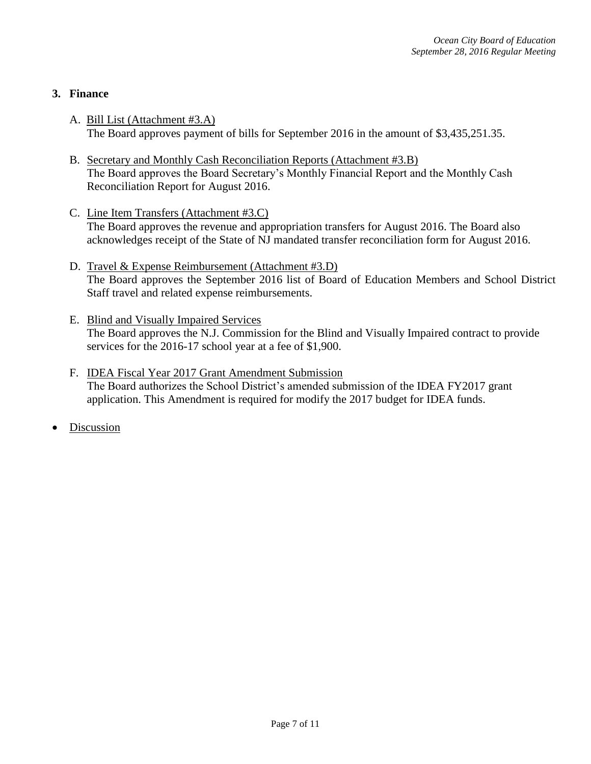## 3. Finance

A. Bill List (Attachment #3.A)
   The Board approves payment of bills for September 2016 in the amount of $3,435,251.35.

B. Secretary and Monthly Cash Reconciliation Reports (Attachment #3.B)
   The Board approves the Board Secretary's Monthly Financial Report and the Monthly Cash Reconciliation Report for August 2016.

C. Line Item Transfers (Attachment #3.C)
   The Board approves the revenue and appropriation transfers for August 2016. The Board also acknowledges receipt of the State of NJ mandated transfer reconciliation form for August 2016.

D. Travel & Expense Reimbursement (Attachment #3.D)
   The Board approves the September 2016 list of Board of Education Members and School District Staff travel and related expense reimbursements.

E. Blind and Visually Impaired Services
   The Board approves the N.J. Commission for the Blind and Visually Impaired contract to provide services for the 2016-17 school year at a fee of $1,900.

F. IDEA Fiscal Year 2017 Grant Amendment Submission
   The Board authorizes the School District's amended submission of the IDEA FY2017 grant application. This Amendment is required for modify the 2017 budget for IDEA funds.

- Discussion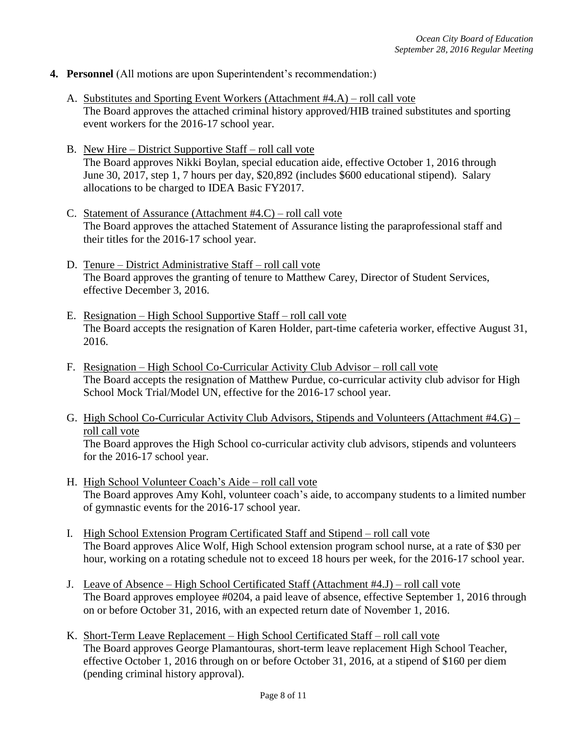**4. Personnel** (All motions are upon Superintendent's recommendation:)

A. Substitutes and Sporting Event Workers (Attachment #4.A) – roll call vote
The Board approves the attached criminal history approved/HIB trained substitutes and sporting event workers for the 2016-17 school year.

B. New Hire – District Supportive Staff – roll call vote
The Board approves Nikki Boylan, special education aide, effective October 1, 2016 through June 30, 2017, step 1, 7 hours per day, $20,892 (includes $600 educational stipend). Salary allocations to be charged to IDEA Basic FY2017.

C. Statement of Assurance (Attachment #4.C) – roll call vote
The Board approves the attached Statement of Assurance listing the paraprofessional staff and their titles for the 2016-17 school year.

D. Tenure – District Administrative Staff – roll call vote
The Board approves the granting of tenure to Matthew Carey, Director of Student Services, effective December 3, 2016.

E. Resignation – High School Supportive Staff – roll call vote
The Board accepts the resignation of Karen Holder, part-time cafeteria worker, effective August 31, 2016.

F. Resignation – High School Co-Curricular Activity Club Advisor – roll call vote
The Board accepts the resignation of Matthew Purdue, co-curricular activity club advisor for High School Mock Trial/Model UN, effective for the 2016-17 school year.

G. High School Co-Curricular Activity Club Advisors, Stipends and Volunteers (Attachment #4.G) – roll call vote
The Board approves the High School co-curricular activity club advisors, stipends and volunteers for the 2016-17 school year.

H. High School Volunteer Coach's Aide – roll call vote
The Board approves Amy Kohl, volunteer coach's aide, to accompany students to a limited number of gymnastic events for the 2016-17 school year.

I. High School Extension Program Certificated Staff and Stipend – roll call vote
The Board approves Alice Wolf, High School extension program school nurse, at a rate of $30 per hour, working on a rotating schedule not to exceed 18 hours per week, for the 2016-17 school year.

J. Leave of Absence – High School Certificated Staff (Attachment #4.J) – roll call vote
The Board approves employee #0204, a paid leave of absence, effective September 1, 2016 through on or before October 31, 2016, with an expected return date of November 1, 2016.

K. Short-Term Leave Replacement – High School Certificated Staff – roll call vote
The Board approves George Plamantouras, short-term leave replacement High School Teacher, effective October 1, 2016 through on or before October 31, 2016, at a stipend of $160 per diem (pending criminal history approval).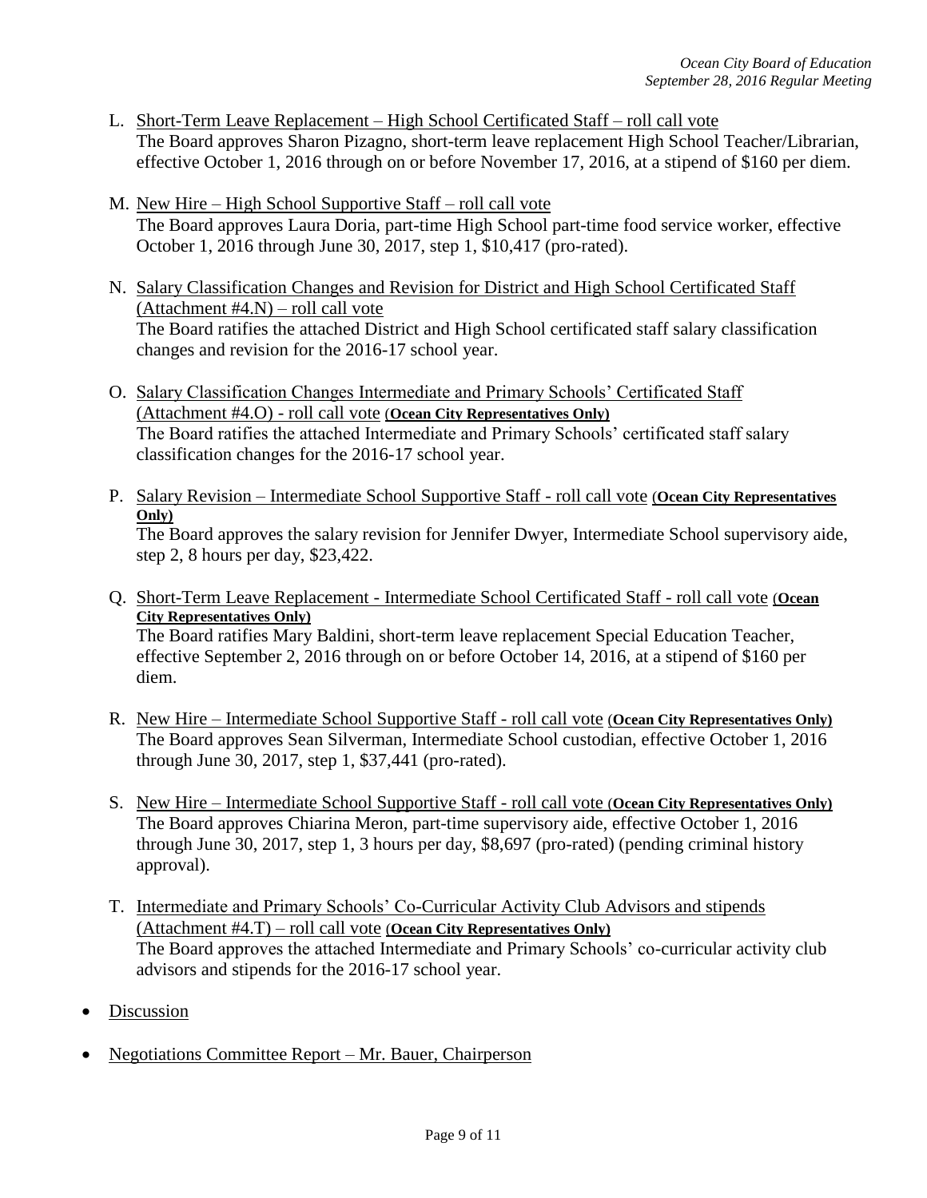L. <u>Short-Term Leave Replacement – High School Certificated Staff – roll call vote</u>
   The Board approves Sharon Pizagno, short-term leave replacement High School Teacher/Librarian, effective October 1, 2016 through on or before November 17, 2016, at a stipend of $160 per diem.

M. <u>New Hire – High School Supportive Staff – roll call vote</u>
   The Board approves Laura Doria, part-time High School part-time food service worker, effective October 1, 2016 through June 30, 2017, step 1, $10,417 (pro-rated).

N. <u>Salary Classification Changes and Revision for District and High School Certificated Staff (Attachment #4.N) – roll call vote</u>
   The Board ratifies the attached District and High School certificated staff salary classification changes and revision for the 2016-17 school year.

O. <u>Salary Classification Changes Intermediate and Primary Schools' Certificated Staff (Attachment #4.O) - roll call vote</u> <u>(**Ocean City Representatives Only)**</u>
   The Board ratifies the attached Intermediate and Primary Schools' certificated staff salary classification changes for the 2016-17 school year.

P. <u>Salary Revision – Intermediate School Supportive Staff - roll call vote</u> <u>(**Ocean City Representatives Only)**</u>
   The Board approves the salary revision for Jennifer Dwyer, Intermediate School supervisory aide, step 2, 8 hours per day, $23,422.

Q. <u>Short-Term Leave Replacement - Intermediate School Certificated Staff - roll call vote</u> <u>(**Ocean City Representatives Only)**</u>
   The Board ratifies Mary Baldini, short-term leave replacement Special Education Teacher, effective September 2, 2016 through on or before October 14, 2016, at a stipend of $160 per diem.

R. <u>New Hire – Intermediate School Supportive Staff - roll call vote</u> <u>(**Ocean City Representatives Only)**</u>
   The Board approves Sean Silverman, Intermediate School custodian, effective October 1, 2016 through June 30, 2017, step 1, $37,441 (pro-rated).

S. <u>New Hire – Intermediate School Supportive Staff - roll call vote</u> <u>(**Ocean City Representatives Only)**</u>
   The Board approves Chiarina Meron, part-time supervisory aide, effective October 1, 2016 through June 30, 2017, step 1, 3 hours per day, $8,697 (pro-rated) (pending criminal history approval).

T. <u>Intermediate and Primary Schools' Co-Curricular Activity Club Advisors and stipends (Attachment #4.T) – roll call vote</u> <u>(**Ocean City Representatives Only)**</u>
   The Board approves the attached Intermediate and Primary Schools' co-curricular activity club advisors and stipends for the 2016-17 school year.

- <u>Discussion</u>

- <u>Negotiations Committee Report – Mr. Bauer, Chairperson</u>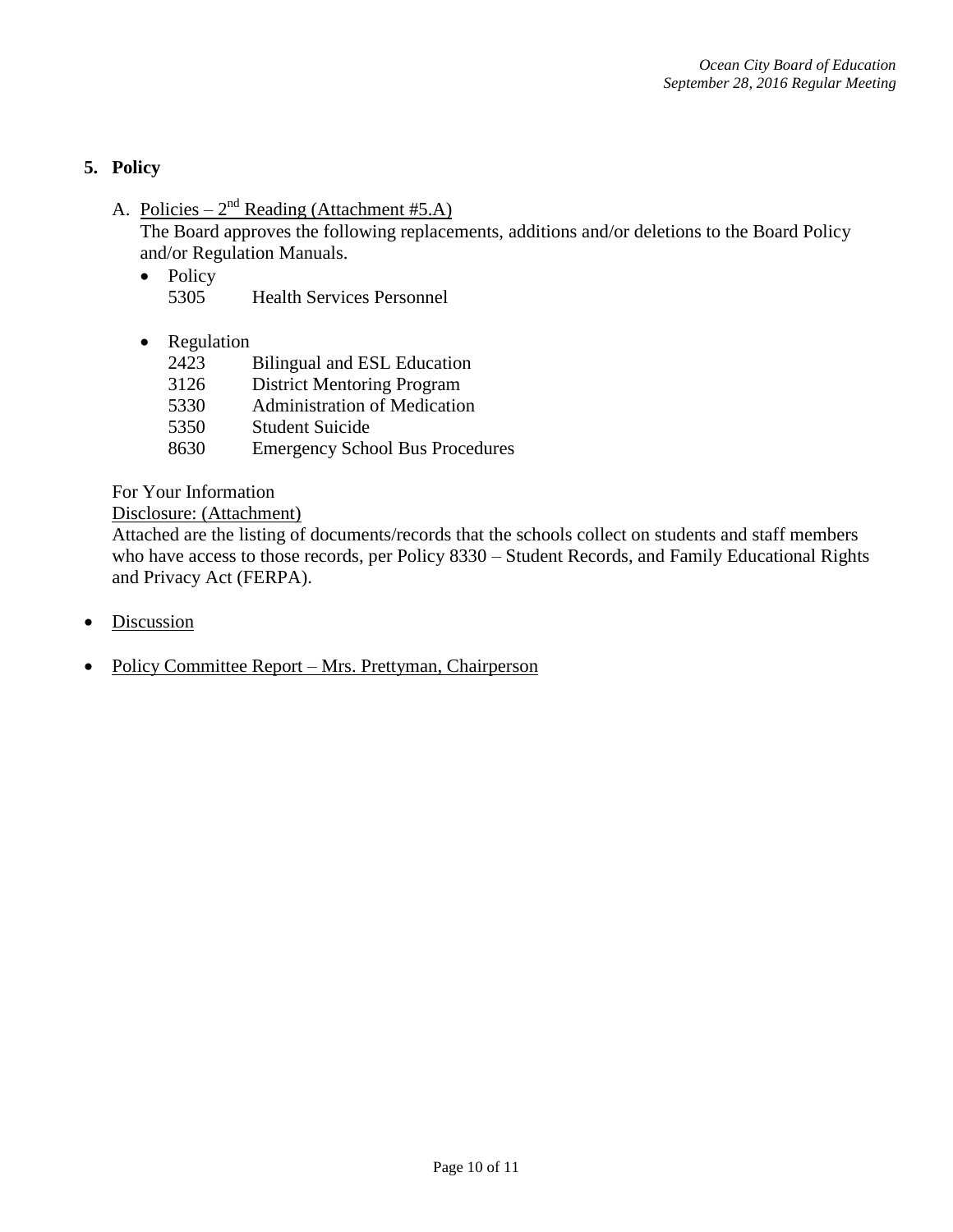## 5. Policy

A. Policies – 2nd Reading (Attachment #5.A)

The Board approves the following replacements, additions and/or deletions to the Board Policy and/or Regulation Manuals.

- Policy
  - 5305 Health Services Personnel

- Regulation
  - 2423 Bilingual and ESL Education
  - 3126 District Mentoring Program
  - 5330 Administration of Medication
  - 5350 Student Suicide
  - 8630 Emergency School Bus Procedures

For Your Information

Disclosure: (Attachment)

Attached are the listing of documents/records that the schools collect on students and staff members who have access to those records, per Policy 8330 – Student Records, and Family Educational Rights and Privacy Act (FERPA).

- Discussion

- Policy Committee Report – Mrs. Prettyman, Chairperson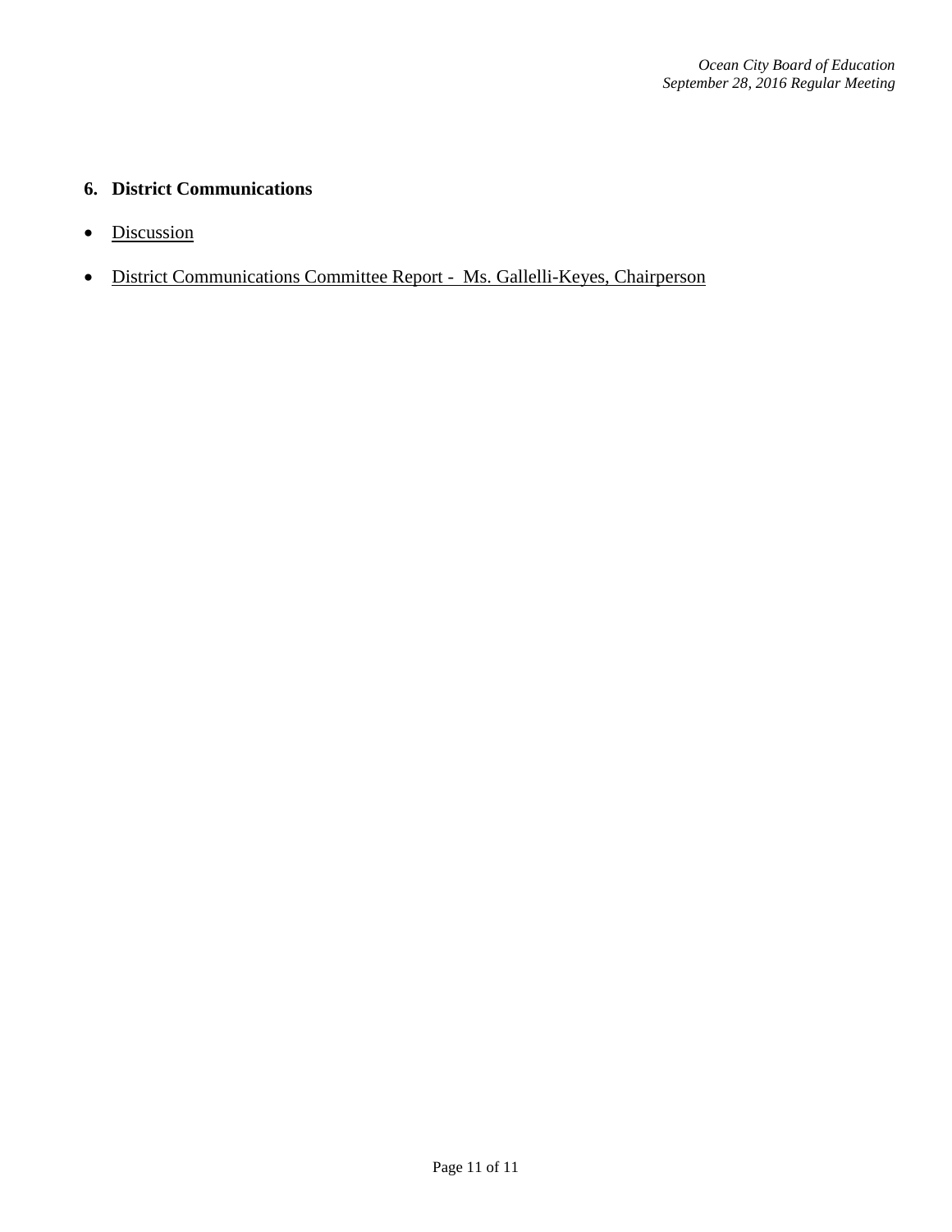## 6. District Communications

- <u>Discussion</u>
- <u>District Communications Committee Report - Ms. Gallelli-Keyes, Chairperson</u>